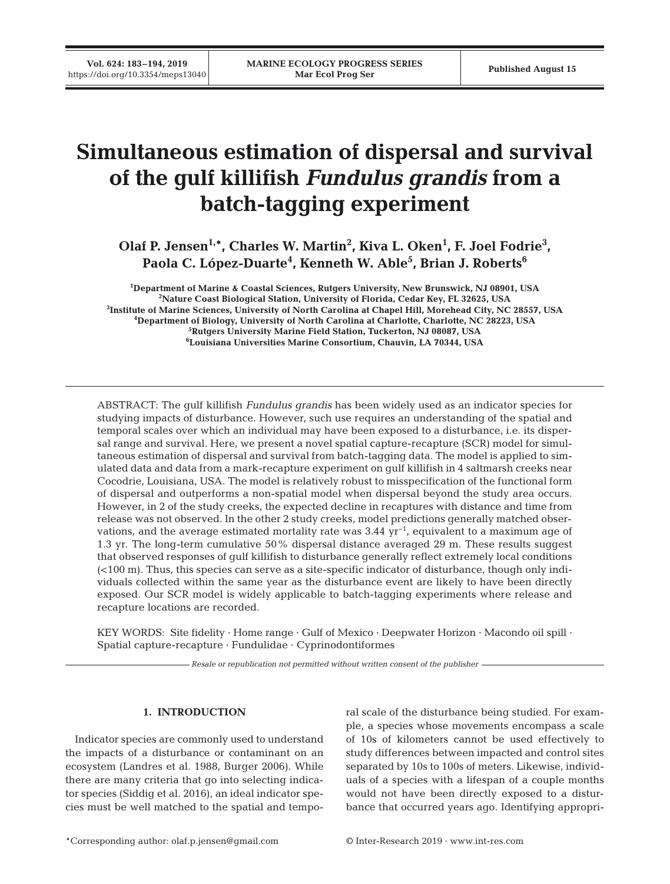# Simultaneous estimation of dispersal and survival of the gulf killifish *Fundulus grandis* from a batch-tagging experiment

**Olaf P. Jensen[1,*], Charles W. Martin[2], Kiva L. Oken[1], F. Joel Fodrie[3], Paola C. López-Duarte[4], Kenneth W. Able[5], Brian J. Roberts[6]**

[1]Department of Marine & Coastal Sciences, Rutgers University, New Brunswick, NJ 08901, USA
[2]Nature Coast Biological Station, University of Florida, Cedar Key, FL 32625, USA
[3]Institute of Marine Sciences, University of North Carolina at Chapel Hill, Morehead City, NC 28557, USA
[4]Department of Biology, University of North Carolina at Charlotte, Charlotte, NC 28223, USA
[5]Rutgers University Marine Field Station, Tuckerton, NJ 08087, USA
[6]Louisiana Universities Marine Consortium, Chauvin, LA 70344, USA

ABSTRACT: The gulf killifish *Fundulus grandis* has been widely used as an indicator species for studying impacts of disturbance. However, such use requires an understanding of the spatial and temporal scales over which an individual may have been exposed to a disturbance, i.e. its dispersal range and survival. Here, we present a novel spatial capture-recapture (SCR) model for simultaneous estimation of dispersal and survival from batch-tagging data. The model is applied to simulated data and data from a mark-recapture experiment on gulf killifish in 4 saltmarsh creeks near Cocodrie, Louisiana, USA. The model is relatively robust to misspecification of the functional form of dispersal and outperforms a non-spatial model when dispersal beyond the study area occurs. However, in 2 of the study creeks, the expected decline in recaptures with distance and time from release was not observed. In the other 2 study creeks, model predictions generally matched observations, and the average estimated mortality rate was 3.44 $yr^{-1}$, equivalent to a maximum age of 1.3 yr. The long-term cumulative 50% dispersal distance averaged 29 m. These results suggest that observed responses of gulf killifish to disturbance generally reflect extremely local conditions (<100 m). Thus, this species can serve as a site-specific indicator of disturbance, though only individuals collected within the same year as the disturbance event are likely to have been directly exposed. Our SCR model is widely applicable to batch-tagging experiments where release and recapture locations are recorded.

KEY WORDS: Site fidelity · Home range · Gulf of Mexico · Deepwater Horizon · Macondo oil spill · Spatial capture-recapture · Fundulidae · Cyprinodontiformes

*Resale or republication not permitted without written consent of the publisher*

## 1. INTRODUCTION

Indicator species are commonly used to understand the impacts of a disturbance or contaminant on an ecosystem (Landres et al. 1988, Burger 2006). While there are many criteria that go into selecting indicator species (Siddig et al. 2016), an ideal indicator species must be well matched to the spatial and temporal scale of the disturbance being studied. For example, a species whose movements encompass a scale of 10s of kilometers cannot be used effectively to study differences between impacted and control sites separated by 10s to 100s of meters. Likewise, individuals of a species with a lifespan of a couple months would not have been directly exposed to a disturbance that occurred years ago. Identifying appropri-

*Corresponding author: olaf.p.jensen@gmail.com

© Inter-Research 2019 · www.int-res.com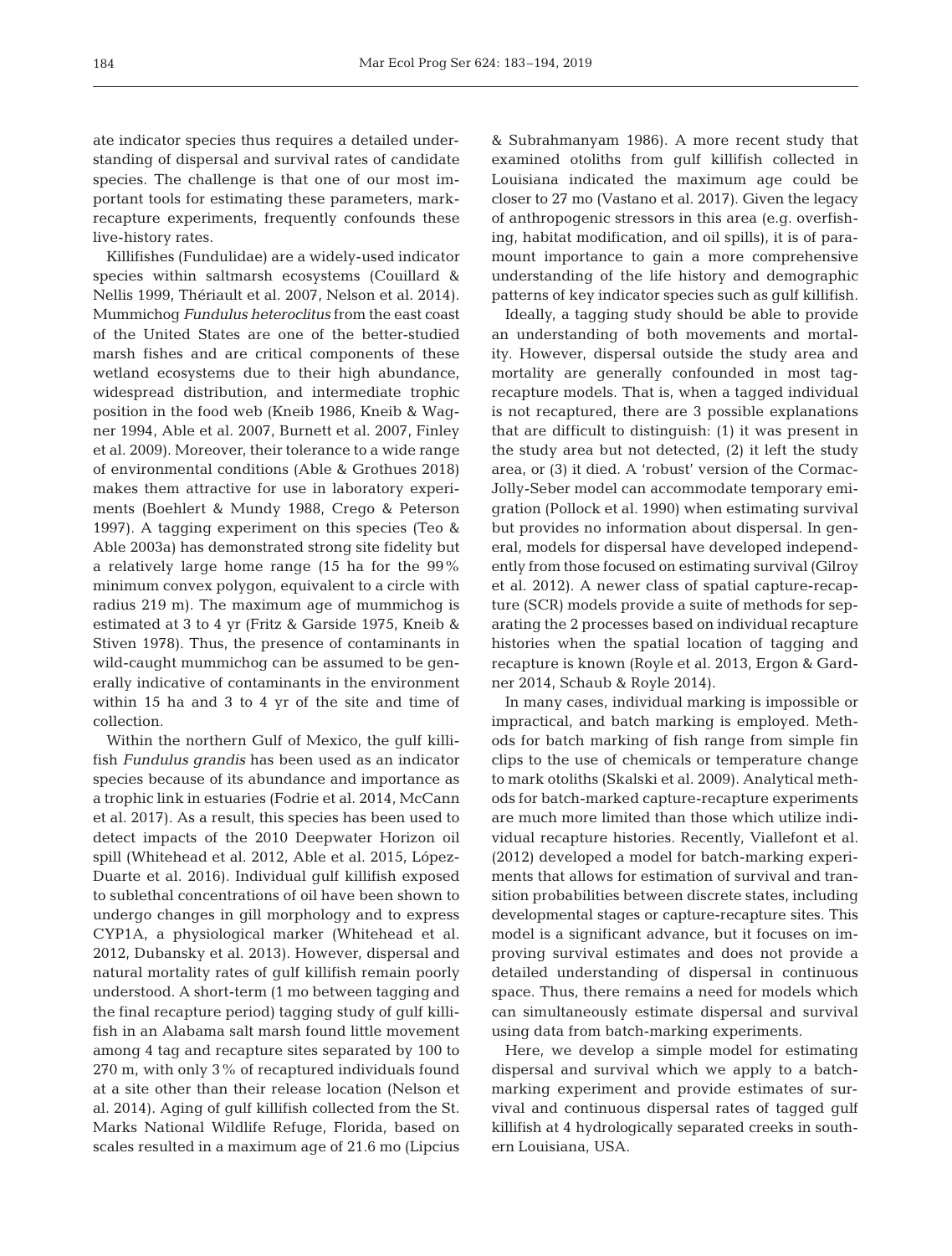ate indicator species thus requires a detailed understanding of dispersal and survival rates of candidate species. The challenge is that one of our most important tools for estimating these parameters, mark-recapture experiments, frequently confounds these live-history rates.

Killifishes (Fundulidae) are a widely-used indicator species within saltmarsh ecosystems (Couillard & Nellis 1999, Thériault et al. 2007, Nelson et al. 2014). Mummichog *Fundulus heteroclitus* from the east coast of the United States are one of the better-studied marsh fishes and are critical components of these wetland ecosystems due to their high abundance, widespread distribution, and intermediate trophic position in the food web (Kneib 1986, Kneib & Wagner 1994, Able et al. 2007, Burnett et al. 2007, Finley et al. 2009). Moreover, their tolerance to a wide range of environmental conditions (Able & Grothues 2018) makes them attractive for use in laboratory experiments (Boehlert & Mundy 1988, Crego & Peterson 1997). A tagging experiment on this species (Teo & Able 2003a) has demonstrated strong site fidelity but a relatively large home range (15 ha for the 99% minimum convex polygon, equivalent to a circle with radius 219 m). The maximum age of mummichog is estimated at 3 to 4 yr (Fritz & Garside 1975, Kneib & Stiven 1978). Thus, the presence of contaminants in wild-caught mummichog can be assumed to be generally indicative of contaminants in the environment within 15 ha and 3 to 4 yr of the site and time of collection.

Within the northern Gulf of Mexico, the gulf killifish *Fundulus grandis* has been used as an indicator species because of its abundance and importance as a trophic link in estuaries (Fodrie et al. 2014, McCann et al. 2017). As a result, this species has been used to detect impacts of the 2010 Deepwater Horizon oil spill (Whitehead et al. 2012, Able et al. 2015, López-Duarte et al. 2016). Individual gulf killifish exposed to sublethal concentrations of oil have been shown to undergo changes in gill morphology and to express CYP1A, a physiological marker (Whitehead et al. 2012, Dubansky et al. 2013). However, dispersal and natural mortality rates of gulf killifish remain poorly understood. A short-term (1 mo between tagging and the final recapture period) tagging study of gulf killifish in an Alabama salt marsh found little movement among 4 tag and recapture sites separated by 100 to 270 m, with only 3% of recaptured individuals found at a site other than their release location (Nelson et al. 2014). Aging of gulf killifish collected from the St. Marks National Wildlife Refuge, Florida, based on scales resulted in a maximum age of 21.6 mo (Lipcius & Subrahmanyam 1986). A more recent study that examined otoliths from gulf killifish collected in Louisiana indicated the maximum age could be closer to 27 mo (Vastano et al. 2017). Given the legacy of anthropogenic stressors in this area (e.g. overfishing, habitat modification, and oil spills), it is of paramount importance to gain a more comprehensive understanding of the life history and demographic patterns of key indicator species such as gulf killifish.

Ideally, a tagging study should be able to provide an understanding of both movements and mortality. However, dispersal outside the study area and mortality are generally confounded in most tag-recapture models. That is, when a tagged individual is not recaptured, there are 3 possible explanations that are difficult to distinguish: (1) it was present in the study area but not detected, (2) it left the study area, or (3) it died. A 'robust' version of the Cormac-Jolly-Seber model can accommodate temporary emigration (Pollock et al. 1990) when estimating survival but provides no information about dispersal. In general, models for dispersal have developed independently from those focused on estimating survival (Gilroy et al. 2012). A newer class of spatial capture-recapture (SCR) models provide a suite of methods for separating the 2 processes based on individual recapture histories when the spatial location of tagging and recapture is known (Royle et al. 2013, Ergon & Gardner 2014, Schaub & Royle 2014).

In many cases, individual marking is impossible or impractical, and batch marking is employed. Methods for batch marking of fish range from simple fin clips to the use of chemicals or temperature change to mark otoliths (Skalski et al. 2009). Analytical methods for batch-marked capture-recapture experiments are much more limited than those which utilize individual recapture histories. Recently, Viallefont et al. (2012) developed a model for batch-marking experiments that allows for estimation of survival and transition probabilities between discrete states, including developmental stages or capture-recapture sites. This model is a significant advance, but it focuses on improving survival estimates and does not provide a detailed understanding of dispersal in continuous space. Thus, there remains a need for models which can simultaneously estimate dispersal and survival using data from batch-marking experiments.

Here, we develop a simple model for estimating dispersal and survival which we apply to a batch-marking experiment and provide estimates of survival and continuous dispersal rates of tagged gulf killifish at 4 hydrologically separated creeks in southern Louisiana, USA.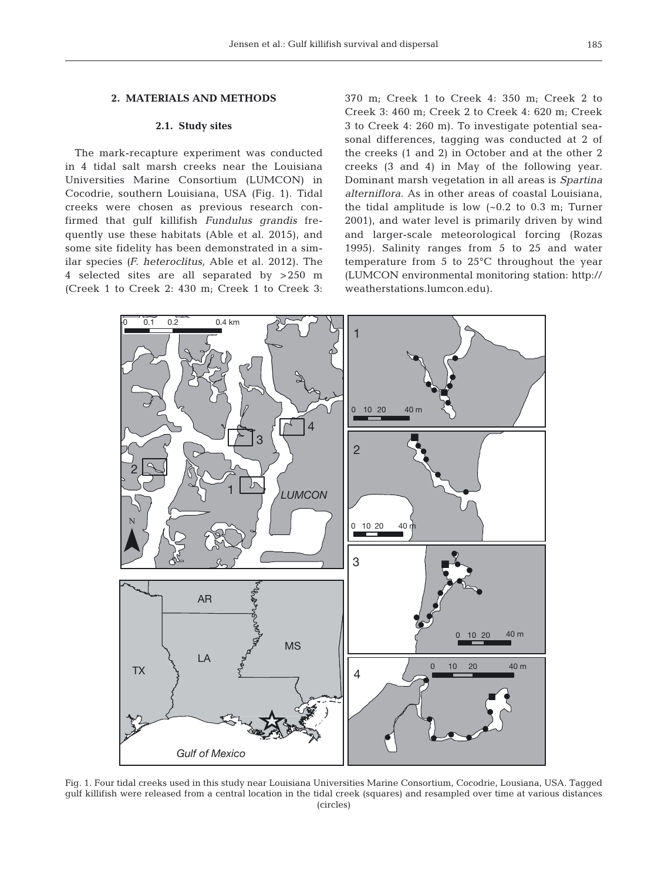## 2. MATERIALS AND METHODS

### 2.1. Study sites

The mark-recapture experiment was conducted in 4 tidal salt marsh creeks near the Louisiana Universities Marine Consortium (LUMCON) in Cocodrie, southern Louisiana, USA (Fig. 1). Tidal creeks were chosen as previous research confirmed that gulf killifish *Fundulus grandis* frequently use these habitats (Able et al. 2015), and some site fidelity has been demonstrated in a similar species (*F. heteroclitus*, Able et al. 2012). The 4 selected sites are all separated by >250 m (Creek 1 to Creek 2: 430 m; Creek 1 to Creek 3: 370 m; Creek 1 to Creek 4: 350 m; Creek 2 to Creek 3: 460 m; Creek 2 to Creek 4: 620 m; Creek 3 to Creek 4: 260 m). To investigate potential seasonal differences, tagging was conducted at 2 of the creeks (1 and 2) in October and at the other 2 creeks (3 and 4) in May of the following year. Dominant marsh vegetation in all areas is *Spartina alterniflora*. As in other areas of coastal Louisiana, the tidal amplitude is low (~0.2 to 0.3 m; Turner 2001), and water level is primarily driven by wind and larger-scale meteorological forcing (Rozas 1995). Salinity ranges from 5 to 25 and water temperature from 5 to 25°C throughout the year (LUMCON environmental monitoring station: http://weatherstations.lumcon.edu).

Fig. 1. Four tidal creeks used in this study near Louisiana Universities Marine Consortium, Cocodrie, Lousiana, USA. Tagged gulf killifish were released from a central location in the tidal creek (squares) and resampled over time at various distances (circles)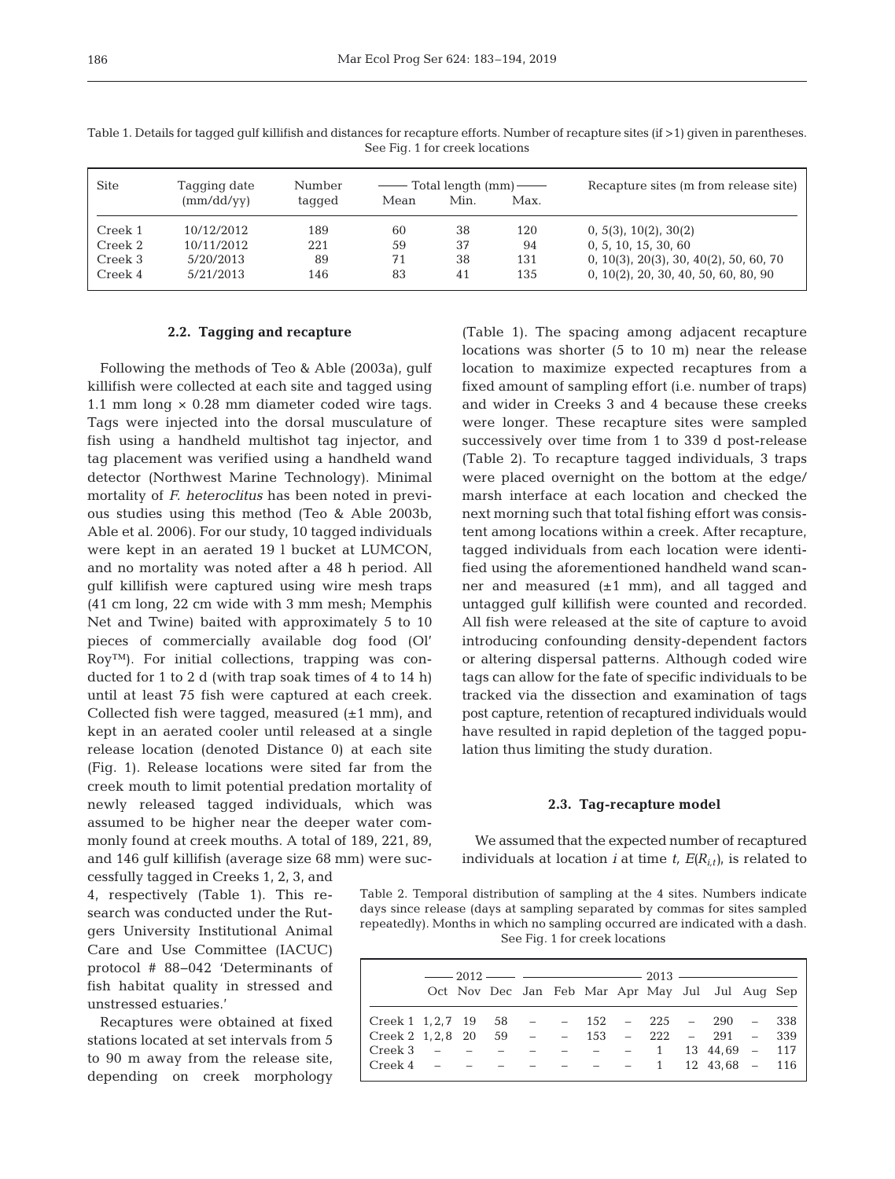Table 1. Details for tagged gulf killifish and distances for recapture efforts. Number of recapture sites (if >1) given in parentheses. See Fig. 1 for creek locations

| Site | Tagging date (mm/dd/yy) | Number tagged | Total length (mm) Mean | Min. | Max. | Recapture sites (m from release site) |
|---|---|---|---|---|---|---|
| Creek 1 | 10/12/2012 | 189 | 60 | 38 | 120 | 0, 5(3), 10(2), 30(2) |
| Creek 2 | 10/11/2012 | 221 | 59 | 37 | 94 | 0, 5, 10, 15, 30, 60 |
| Creek 3 | 5/20/2013 | 89 | 71 | 38 | 131 | 0, 10(3), 20(3), 30, 40(2), 50, 60, 70 |
| Creek 4 | 5/21/2013 | 146 | 83 | 41 | 135 | 0, 10(2), 20, 30, 40, 50, 60, 80, 90 |

### 2.2. Tagging and recapture

Following the methods of Teo & Able (2003a), gulf killifish were collected at each site and tagged using 1.1 mm long × 0.28 mm diameter coded wire tags. Tags were injected into the dorsal musculature of fish using a handheld multishot tag injector, and tag placement was verified using a handheld wand detector (Northwest Marine Technology). Minimal mortality of *F. heteroclitus* has been noted in previous studies using this method (Teo & Able 2003b, Able et al. 2006). For our study, 10 tagged individuals were kept in an aerated 19 l bucket at LUMCON, and no mortality was noted after a 48 h period. All gulf killifish were captured using wire mesh traps (41 cm long, 22 cm wide with 3 mm mesh; Memphis Net and Twine) baited with approximately 5 to 10 pieces of commercially available dog food (Ol' Roy™). For initial collections, trapping was conducted for 1 to 2 d (with trap soak times of 4 to 14 h) until at least 75 fish were captured at each creek. Collected fish were tagged, measured (±1 mm), and kept in an aerated cooler until released at a single release location (denoted Distance 0) at each site (Fig. 1). Release locations were sited far from the creek mouth to limit potential predation mortality of newly released tagged individuals, which was assumed to be higher near the deeper water commonly found at creek mouths. A total of 189, 221, 89, and 146 gulf killifish (average size 68 mm) were successfully tagged in Creeks 1, 2, 3, and 4, respectively (Table 1). This research was conducted under the Rutgers University Institutional Animal Care and Use Committee (IACUC) protocol # 88–042 'Determinants of fish habitat quality in stressed and unstressed estuaries.'

Recaptures were obtained at fixed stations located at set intervals from 5 to 90 m away from the release site, depending on creek morphology (Table 1). The spacing among adjacent recapture locations was shorter (5 to 10 m) near the release location to maximize expected recaptures from a fixed amount of sampling effort (i.e. number of traps) and wider in Creeks 3 and 4 because these creeks were longer. These recapture sites were sampled successively over time from 1 to 339 d post-release (Table 2). To recapture tagged individuals, 3 traps were placed overnight on the bottom at the edge/marsh interface at each location and checked the next morning such that total fishing effort was consistent among locations within a creek. After recapture, tagged individuals from each location were identified using the aforementioned handheld wand scanner and measured (±1 mm), and all tagged and untagged gulf killifish were counted and recorded. All fish were released at the site of capture to avoid introducing confounding density-dependent factors or altering dispersal patterns. Although coded wire tags can allow for the fate of specific individuals to be tracked via the dissection and examination of tags post capture, retention of recaptured individuals would have resulted in rapid depletion of the tagged population thus limiting the study duration.

### 2.3. Tag-recapture model

We assumed that the expected number of recaptured individuals at location $i$ at time $t$, $E(R_{i,t})$, is related to

Table 2. Temporal distribution of sampling at the 4 sites. Numbers indicate days since release (days at sampling separated by commas for sites sampled repeatedly). Months in which no sampling occurred are indicated with a dash. See Fig. 1 for creek locations

| | 2012 Oct | Nov | Dec | 2013 Jan | Feb | Mar | Apr | May | Jul | Jul | Aug | Sep |
|---|---|---|---|---|---|---|---|---|---|---|---|---|
| Creek 1 | 1,2,7 | 19 | 58 | – | – | 152 | – | 225 | – | 290 | – | 338 |
| Creek 2 | 1,2,8 | 20 | 59 | – | – | 153 | – | 222 | – | 291 | – | 339 |
| Creek 3 | – | – | – | – | – | – | – | 1 | 13 | 44,69 | – | 117 |
| Creek 4 | – | – | – | – | – | – | – | 1 | 12 | 43,68 | – | 116 |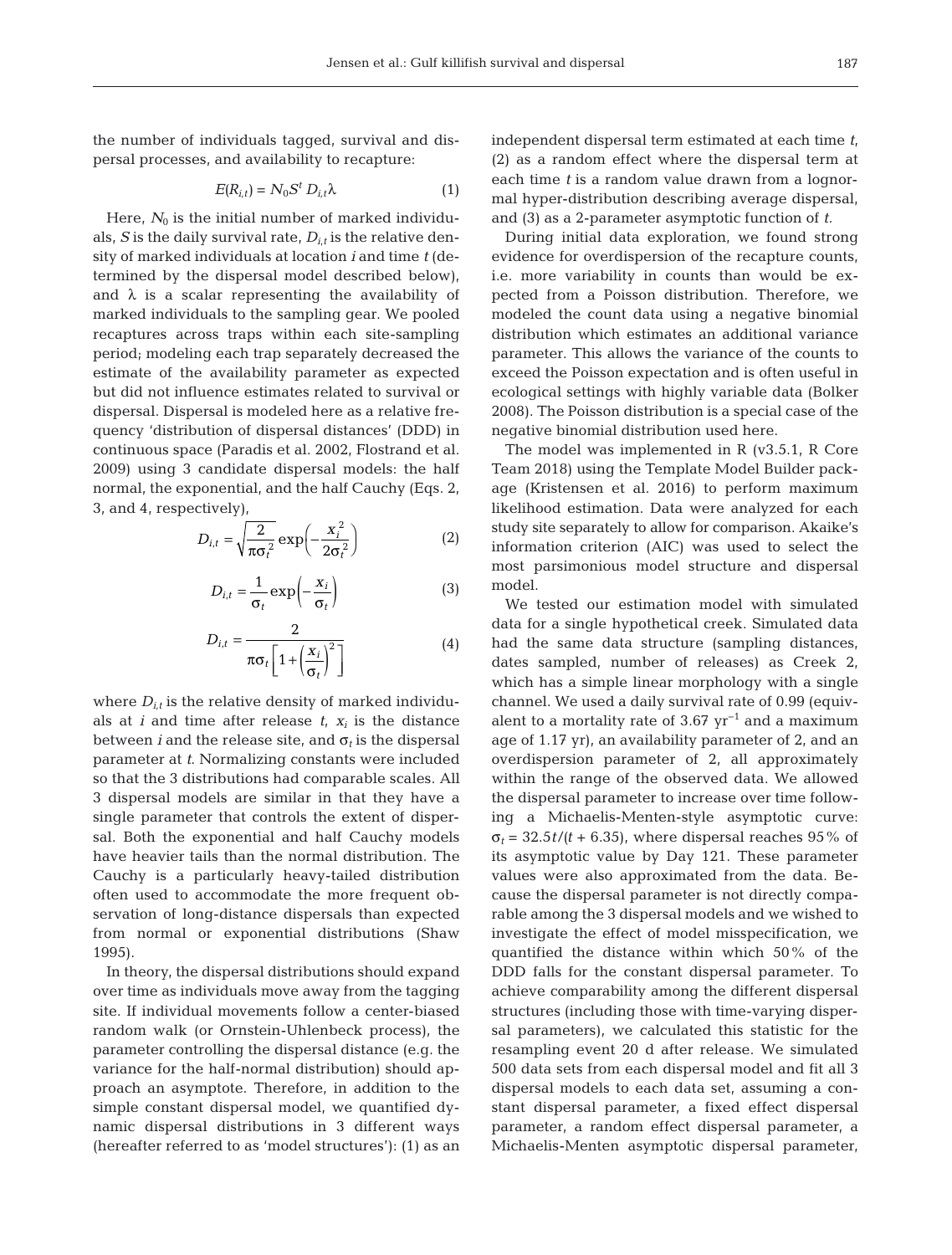the number of individuals tagged, survival and dispersal processes, and availability to recapture:

$$E(R_{i,t}) = N_0 S^t D_{i,t} \lambda \tag{1}$$

Here, $N_0$ is the initial number of marked individuals, $S$ is the daily survival rate, $D_{i,t}$ is the relative density of marked individuals at location $i$ and time $t$ (determined by the dispersal model described below), and $\lambda$ is a scalar representing the availability of marked individuals to the sampling gear. We pooled recaptures across traps within each site-sampling period; modeling each trap separately decreased the estimate of the availability parameter as expected but did not influence estimates related to survival or dispersal. Dispersal is modeled here as a relative frequency 'distribution of dispersal distances' (DDD) in continuous space (Paradis et al. 2002, Flostrand et al. 2009) using 3 candidate dispersal models: the half normal, the exponential, and the half Cauchy (Eqs. 2, 3, and 4, respectively),

$$D_{i,t} = \sqrt{\frac{2}{\pi \sigma_t^2}} \exp\left(-\frac{x_i^2}{2\sigma_t^2}\right) \tag{2}$$

$$D_{i,t} = \frac{1}{\sigma_t} \exp\left(-\frac{x_i}{\sigma_t}\right) \tag{3}$$

$$D_{i,t} = \frac{2}{\pi \sigma_t \left[1 + \left(\frac{x_i}{\sigma_t}\right)^2\right]} \tag{4}$$

where $D_{i,t}$ is the relative density of marked individuals at $i$ and time after release $t$, $x_i$ is the distance between $i$ and the release site, and $\sigma_t$ is the dispersal parameter at $t$. Normalizing constants were included so that the 3 distributions had comparable scales. All 3 dispersal models are similar in that they have a single parameter that controls the extent of dispersal. Both the exponential and half Cauchy models have heavier tails than the normal distribution. The Cauchy is a particularly heavy-tailed distribution often used to accommodate the more frequent observation of long-distance dispersals than expected from normal or exponential distributions (Shaw 1995).

In theory, the dispersal distributions should expand over time as individuals move away from the tagging site. If individual movements follow a center-biased random walk (or Ornstein-Uhlenbeck process), the parameter controlling the dispersal distance (e.g. the variance for the half-normal distribution) should approach an asymptote. Therefore, in addition to the simple constant dispersal model, we quantified dynamic dispersal distributions in 3 different ways (hereafter referred to as 'model structures'): (1) as an independent dispersal term estimated at each time $t$, (2) as a random effect where the dispersal term at each time $t$ is a random value drawn from a lognormal hyper-distribution describing average dispersal, and (3) as a 2-parameter asymptotic function of $t$.

During initial data exploration, we found strong evidence for overdispersion of the recapture counts, i.e. more variability in counts than would be expected from a Poisson distribution. Therefore, we modeled the count data using a negative binomial distribution which estimates an additional variance parameter. This allows the variance of the counts to exceed the Poisson expectation and is often useful in ecological settings with highly variable data (Bolker 2008). The Poisson distribution is a special case of the negative binomial distribution used here.

The model was implemented in R (v3.5.1, R Core Team 2018) using the Template Model Builder package (Kristensen et al. 2016) to perform maximum likelihood estimation. Data were analyzed for each study site separately to allow for comparison. Akaike's information criterion (AIC) was used to select the most parsimonious model structure and dispersal model.

We tested our estimation model with simulated data for a single hypothetical creek. Simulated data had the same data structure (sampling distances, dates sampled, number of releases) as Creek 2, which has a simple linear morphology with a single channel. We used a daily survival rate of 0.99 (equivalent to a mortality rate of 3.67 $yr^{-1}$ and a maximum age of 1.17 yr), an availability parameter of 2, and an overdispersion parameter of 2, all approximately within the range of the observed data. We allowed the dispersal parameter to increase over time following a Michaelis-Menten-style asymptotic curve: $\sigma_t = 32.5t/(t + 6.35)$, where dispersal reaches 95% of its asymptotic value by Day 121. These parameter values were also approximated from the data. Because the dispersal parameter is not directly comparable among the 3 dispersal models and we wished to investigate the effect of model misspecification, we quantified the distance within which 50% of the DDD falls for the constant dispersal parameter. To achieve comparability among the different dispersal structures (including those with time-varying dispersal parameters), we calculated this statistic for the resampling event 20 d after release. We simulated 500 data sets from each dispersal model and fit all 3 dispersal models to each data set, assuming a constant dispersal parameter, a fixed effect dispersal parameter, a random effect dispersal parameter, a Michaelis-Menten asymptotic dispersal parameter,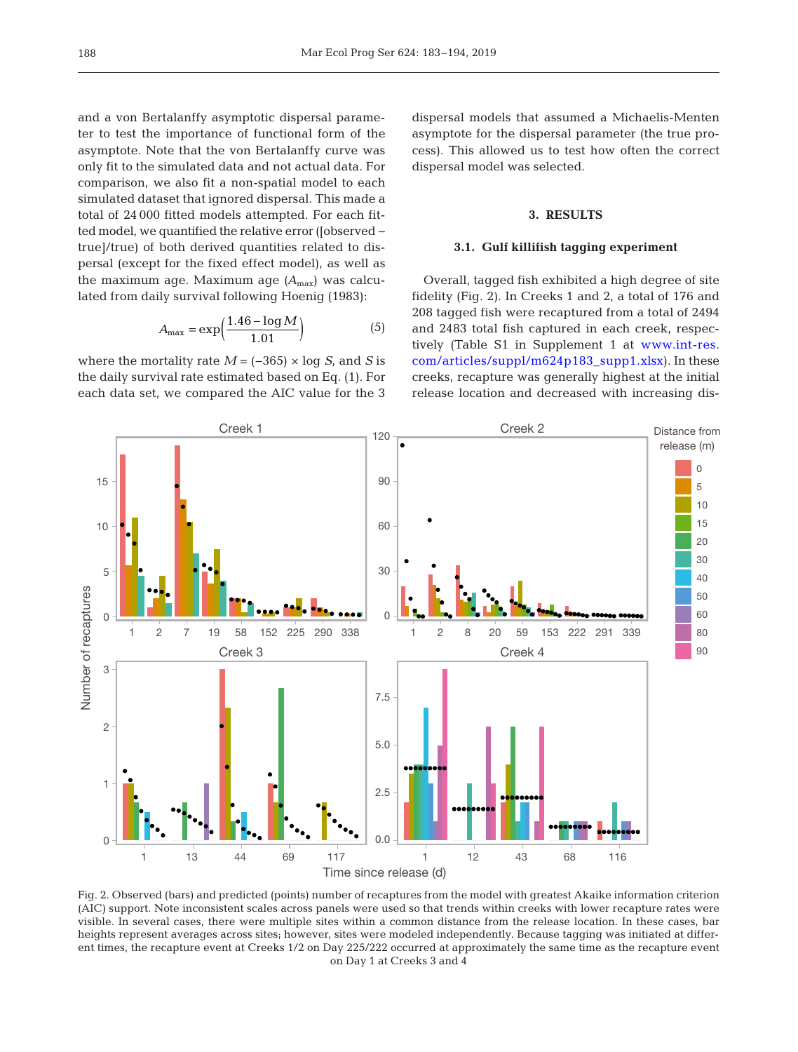and a von Bertalanffy asymptotic dispersal parameter to test the importance of functional form of the asymptote. Note that the von Bertalanffy curve was only fit to the simulated data and not actual data. For comparison, we also fit a non-spatial model to each simulated dataset that ignored dispersal. This made a total of 24 000 fitted models attempted. For each fitted model, we quantified the relative error ([observed – true]/true) of both derived quantities related to dispersal (except for the fixed effect model), as well as the maximum age. Maximum age ($A_{max}$) was calculated from daily survival following Hoenig (1983):

$$A_{max} = \exp\left(\frac{1.46 - \log M}{1.01}\right) \tag{5}$$

where the mortality rate $M = (-365) \times \log S$, and $S$ is the daily survival rate estimated based on Eq. (1). For each data set, we compared the AIC value for the 3 dispersal models that assumed a Michaelis-Menten asymptote for the dispersal parameter (the true process). This allowed us to test how often the correct dispersal model was selected.

## 3. RESULTS

### 3.1. Gulf killifish tagging experiment

Overall, tagged fish exhibited a high degree of site fidelity (Fig. 2). In Creeks 1 and 2, a total of 176 and 208 tagged fish were recaptured from a total of 2494 and 2483 total fish captured in each creek, respectively (Table S1 in Supplement 1 at www.int-res.com/articles/suppl/m624p183_supp1.xlsx). In these creeks, recapture was generally highest at the initial release location and decreased with increasing dis-

Fig. 2. Observed (bars) and predicted (points) number of recaptures from the model with greatest Akaike information criterion (AIC) support. Note inconsistent scales across panels were used so that trends within creeks with lower recapture rates were visible. In several cases, there were multiple sites within a common distance from the release location. In these cases, bar heights represent averages across sites; however, sites were modeled independently. Because tagging was initiated at different times, the recapture event at Creeks 1/2 on Day 225/222 occurred at approximately the same time as the recapture event on Day 1 at Creeks 3 and 4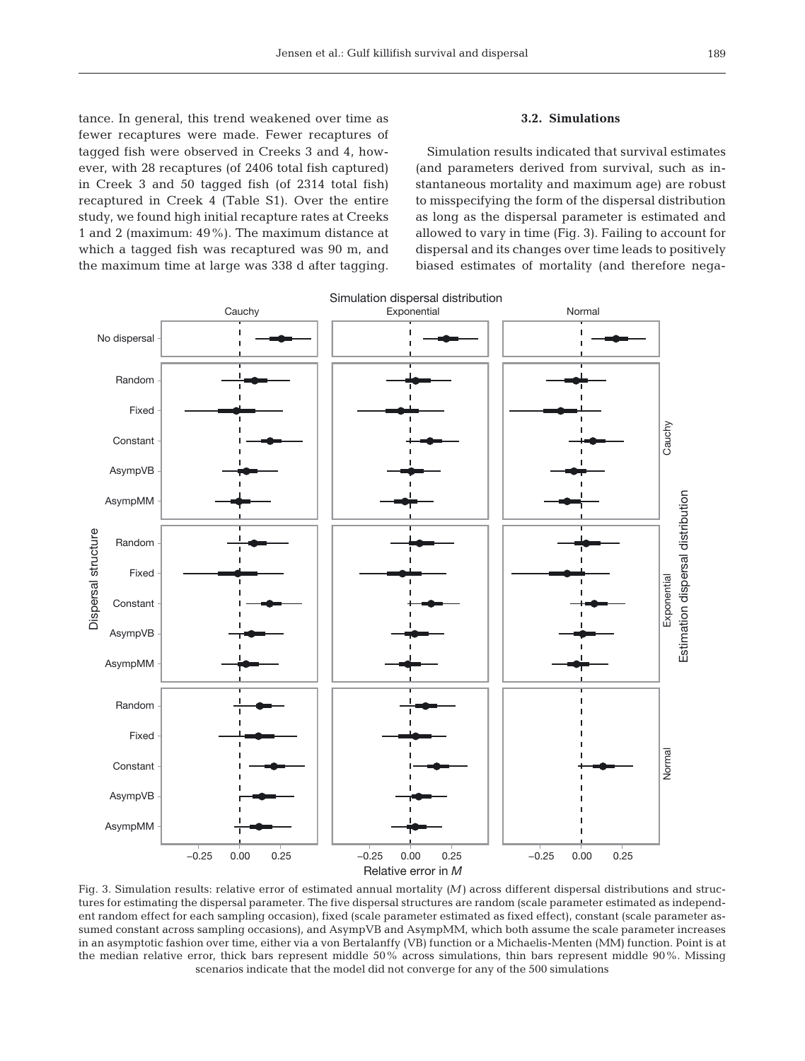tance. In general, this trend weakened over time as fewer recaptures were made. Fewer recaptures of tagged fish were observed in Creeks 3 and 4, however, with 28 recaptures (of 2406 total fish captured) in Creek 3 and 50 tagged fish (of 2314 total fish) recaptured in Creek 4 (Table S1). Over the entire study, we found high initial recapture rates at Creeks 1 and 2 (maximum: 49%). The maximum distance at which a tagged fish was recaptured was 90 m, and the maximum time at large was 338 d after tagging.

### 3.2. Simulations

Simulation results indicated that survival estimates (and parameters derived from survival, such as instantaneous mortality and maximum age) are robust to misspecifying the form of the dispersal distribution as long as the dispersal parameter is estimated and allowed to vary in time (Fig. 3). Failing to account for dispersal and its changes over time leads to positively biased estimates of mortality (and therefore nega-

Fig. 3. Simulation results: relative error of estimated annual mortality ($M$) across different dispersal distributions and structures for estimating the dispersal parameter. The five dispersal structures are random (scale parameter estimated as independent random effect for each sampling occasion), fixed (scale parameter estimated as fixed effect), constant (scale parameter assumed constant across sampling occasions), and AsympVB and AsympMM, which both assume the scale parameter increases in an asymptotic fashion over time, either via a von Bertalanffy (VB) function or a Michaelis-Menten (MM) function. Point is at the median relative error, thick bars represent middle 50% across simulations, thin bars represent middle 90%. Missing scenarios indicate that the model did not converge for any of the 500 simulations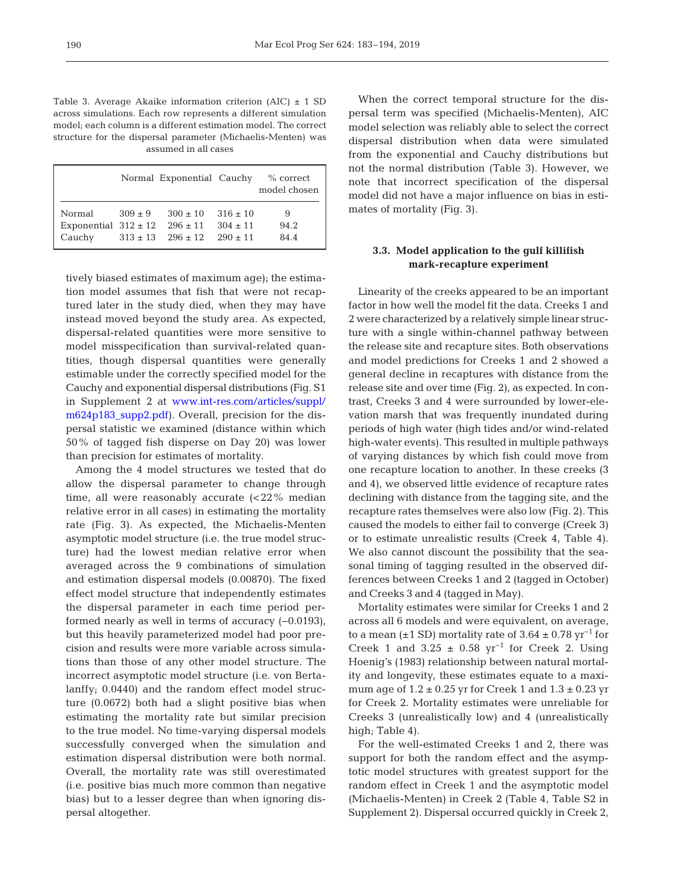Table 3. Average Akaike information criterion (AIC) ± 1 SD across simulations. Each row represents a different simulation model; each column is a different estimation model. The correct structure for the dispersal parameter (Michaelis-Menten) was assumed in all cases

| | Normal | Exponential | Cauchy | % correct model chosen |
|---|---|---|---|---|
| Normal | 309 ± 9 | 300 ± 10 | 316 ± 10 | 9 |
| Exponential | 312 ± 12 | 296 ± 11 | 304 ± 11 | 94.2 |
| Cauchy | 313 ± 13 | 296 ± 12 | 290 ± 11 | 84.4 |

tively biased estimates of maximum age); the estimation model assumes that fish that were not recaptured later in the study died, when they may have instead moved beyond the study area. As expected, dispersal-related quantities were more sensitive to model misspecification than survival-related quantities, though dispersal quantities were generally estimable under the correctly specified model for the Cauchy and exponential dispersal distributions (Fig. S1 in Supplement 2 at www.int-res.com/articles/suppl/m624p183_supp2.pdf). Overall, precision for the dispersal statistic we examined (distance within which 50% of tagged fish disperse on Day 20) was lower than precision for estimates of mortality.

Among the 4 model structures we tested that do allow the dispersal parameter to change through time, all were reasonably accurate (<22% median relative error in all cases) in estimating the mortality rate (Fig. 3). As expected, the Michaelis-Menten asymptotic model structure (i.e. the true model structure) had the lowest median relative error when averaged across the 9 combinations of simulation and estimation dispersal models (0.00870). The fixed effect model structure that independently estimates the dispersal parameter in each time period performed nearly as well in terms of accuracy (−0.0193), but this heavily parameterized model had poor precision and results were more variable across simulations than those of any other model structure. The incorrect asymptotic model structure (i.e. von Bertalanffy; 0.0440) and the random effect model structure (0.0672) both had a slight positive bias when estimating the mortality rate but similar precision to the true model. No time-varying dispersal models successfully converged when the simulation and estimation dispersal distribution were both normal. Overall, the mortality rate was still overestimated (i.e. positive bias much more common than negative bias) but to a lesser degree than when ignoring dispersal altogether.

When the correct temporal structure for the dispersal term was specified (Michaelis-Menten), AIC model selection was reliably able to select the correct dispersal distribution when data were simulated from the exponential and Cauchy distributions but not the normal distribution (Table 3). However, we note that incorrect specification of the dispersal model did not have a major influence on bias in estimates of mortality (Fig. 3).

### 3.3. Model application to the gulf killifish mark-recapture experiment

Linearity of the creeks appeared to be an important factor in how well the model fit the data. Creeks 1 and 2 were characterized by a relatively simple linear structure with a single within-channel pathway between the release site and recapture sites. Both observations and model predictions for Creeks 1 and 2 showed a general decline in recaptures with distance from the release site and over time (Fig. 2), as expected. In contrast, Creeks 3 and 4 were surrounded by lower-elevation marsh that was frequently inundated during periods of high water (high tides and/or wind-related high-water events). This resulted in multiple pathways of varying distances by which fish could move from one recapture location to another. In these creeks (3 and 4), we observed little evidence of recapture rates declining with distance from the tagging site, and the recapture rates themselves were also low (Fig. 2). This caused the models to either fail to converge (Creek 3) or to estimate unrealistic results (Creek 4, Table 4). We also cannot discount the possibility that the seasonal timing of tagging resulted in the observed differences between Creeks 1 and 2 (tagged in October) and Creeks 3 and 4 (tagged in May).

Mortality estimates were similar for Creeks 1 and 2 across all 6 models and were equivalent, on average, to a mean (±1 SD) mortality rate of $3.64 \pm 0.78$ $yr^{-1}$ for Creek 1 and $3.25 \pm 0.58$ $yr^{-1}$ for Creek 2. Using Hoenig's (1983) relationship between natural mortality and longevity, these estimates equate to a maximum age of 1.2 ± 0.25 yr for Creek 1 and 1.3 ± 0.23 yr for Creek 2. Mortality estimates were unreliable for Creeks 3 (unrealistically low) and 4 (unrealistically high; Table 4).

For the well-estimated Creeks 1 and 2, there was support for both the random effect and the asymptotic model structures with greatest support for the random effect in Creek 1 and the asymptotic model (Michaelis-Menten) in Creek 2 (Table 4, Table S2 in Supplement 2). Dispersal occurred quickly in Creek 2,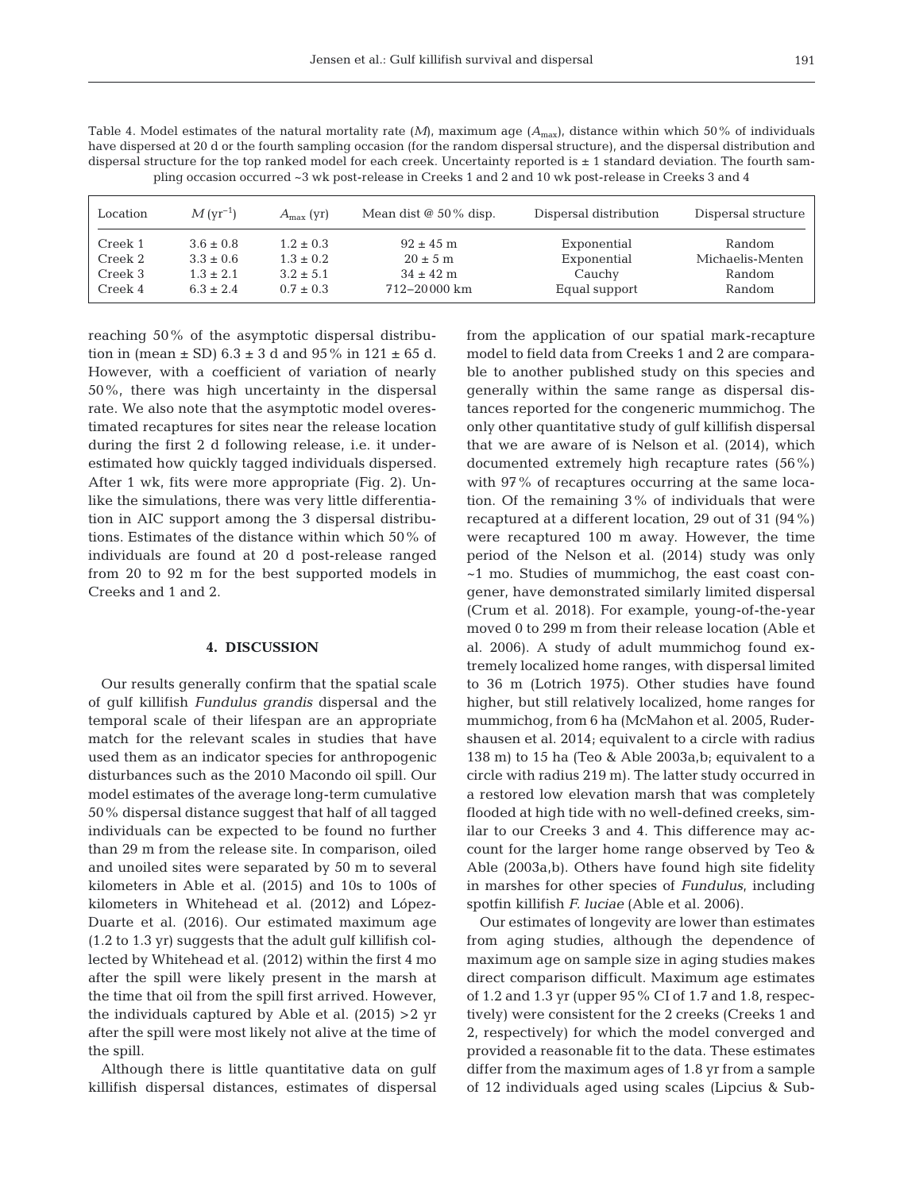Table 4. Model estimates of the natural mortality rate ($M$), maximum age ($A_{max}$), distance within which 50% of individuals have dispersed at 20 d or the fourth sampling occasion (for the random dispersal structure), and the dispersal distribution and dispersal structure for the top ranked model for each creek. Uncertainty reported is ± 1 standard deviation. The fourth sampling occasion occurred ~3 wk post-release in Creeks 1 and 2 and 10 wk post-release in Creeks 3 and 4

| Location | $M$ (yr$^{-1}$) | $A_{max}$ (yr) | Mean dist @ 50% disp. | Dispersal distribution | Dispersal structure |
|---|---|---|---|---|---|
| Creek 1 | 3.6 ± 0.8 | 1.2 ± 0.3 | 92 ± 45 m | Exponential | Random |
| Creek 2 | 3.3 ± 0.6 | 1.3 ± 0.2 | 20 ± 5 m | Exponential | Michaelis-Menten |
| Creek 3 | 1.3 ± 2.1 | 3.2 ± 5.1 | 34 ± 42 m | Cauchy | Random |
| Creek 4 | 6.3 ± 2.4 | 0.7 ± 0.3 | 712–20000 km | Equal support | Random |

reaching 50% of the asymptotic dispersal distribution in (mean ± SD) 6.3 ± 3 d and 95% in 121 ± 65 d. However, with a coefficient of variation of nearly 50%, there was high uncertainty in the dispersal rate. We also note that the asymptotic model overestimated recaptures for sites near the release location during the first 2 d following release, i.e. it underestimated how quickly tagged individuals dispersed. After 1 wk, fits were more appropriate (Fig. 2). Unlike the simulations, there was very little differentiation in AIC support among the 3 dispersal distributions. Estimates of the distance within which 50% of individuals are found at 20 d post-release ranged from 20 to 92 m for the best supported models in Creeks and 1 and 2.

## 4. DISCUSSION

Our results generally confirm that the spatial scale of gulf killifish *Fundulus grandis* dispersal and the temporal scale of their lifespan are an appropriate match for the relevant scales in studies that have used them as an indicator species for anthropogenic disturbances such as the 2010 Macondo oil spill. Our model estimates of the average long-term cumulative 50% dispersal distance suggest that half of all tagged individuals can be expected to be found no further than 29 m from the release site. In comparison, oiled and unoiled sites were separated by 50 m to several kilometers in Able et al. (2015) and 10s to 100s of kilometers in Whitehead et al. (2012) and López-Duarte et al. (2016). Our estimated maximum age (1.2 to 1.3 yr) suggests that the adult gulf killifish collected by Whitehead et al. (2012) within the first 4 mo after the spill were likely present in the marsh at the time that oil from the spill first arrived. However, the individuals captured by Able et al. (2015) >2 yr after the spill were most likely not alive at the time of the spill.

Although there is little quantitative data on gulf killifish dispersal distances, estimates of dispersal from the application of our spatial mark-recapture model to field data from Creeks 1 and 2 are comparable to another published study on this species and generally within the same range as dispersal distances reported for the congeneric mummichog. The only other quantitative study of gulf killifish dispersal that we are aware of is Nelson et al. (2014), which documented extremely high recapture rates (56%) with 97% of recaptures occurring at the same location. Of the remaining 3% of individuals that were recaptured at a different location, 29 out of 31 (94%) were recaptured 100 m away. However, the time period of the Nelson et al. (2014) study was only ~1 mo. Studies of mummichog, the east coast congener, have demonstrated similarly limited dispersal (Crum et al. 2018). For example, young-of-the-year moved 0 to 299 m from their release location (Able et al. 2006). A study of adult mummichog found extremely localized home ranges, with dispersal limited to 36 m (Lotrich 1975). Other studies have found higher, but still relatively localized, home ranges for mummichog, from 6 ha (McMahon et al. 2005, Rudershausen et al. 2014; equivalent to a circle with radius 138 m) to 15 ha (Teo & Able 2003a,b; equivalent to a circle with radius 219 m). The latter study occurred in a restored low elevation marsh that was completely flooded at high tide with no well-defined creeks, similar to our Creeks 3 and 4. This difference may account for the larger home range observed by Teo & Able (2003a,b). Others have found high site fidelity in marshes for other species of *Fundulus*, including spotfin killifish *F. luciae* (Able et al. 2006).

Our estimates of longevity are lower than estimates from aging studies, although the dependence of maximum age on sample size in aging studies makes direct comparison difficult. Maximum age estimates of 1.2 and 1.3 yr (upper 95% CI of 1.7 and 1.8, respectively) were consistent for the 2 creeks (Creeks 1 and 2, respectively) for which the model converged and provided a reasonable fit to the data. These estimates differ from the maximum ages of 1.8 yr from a sample of 12 individuals aged using scales (Lipcius & Sub-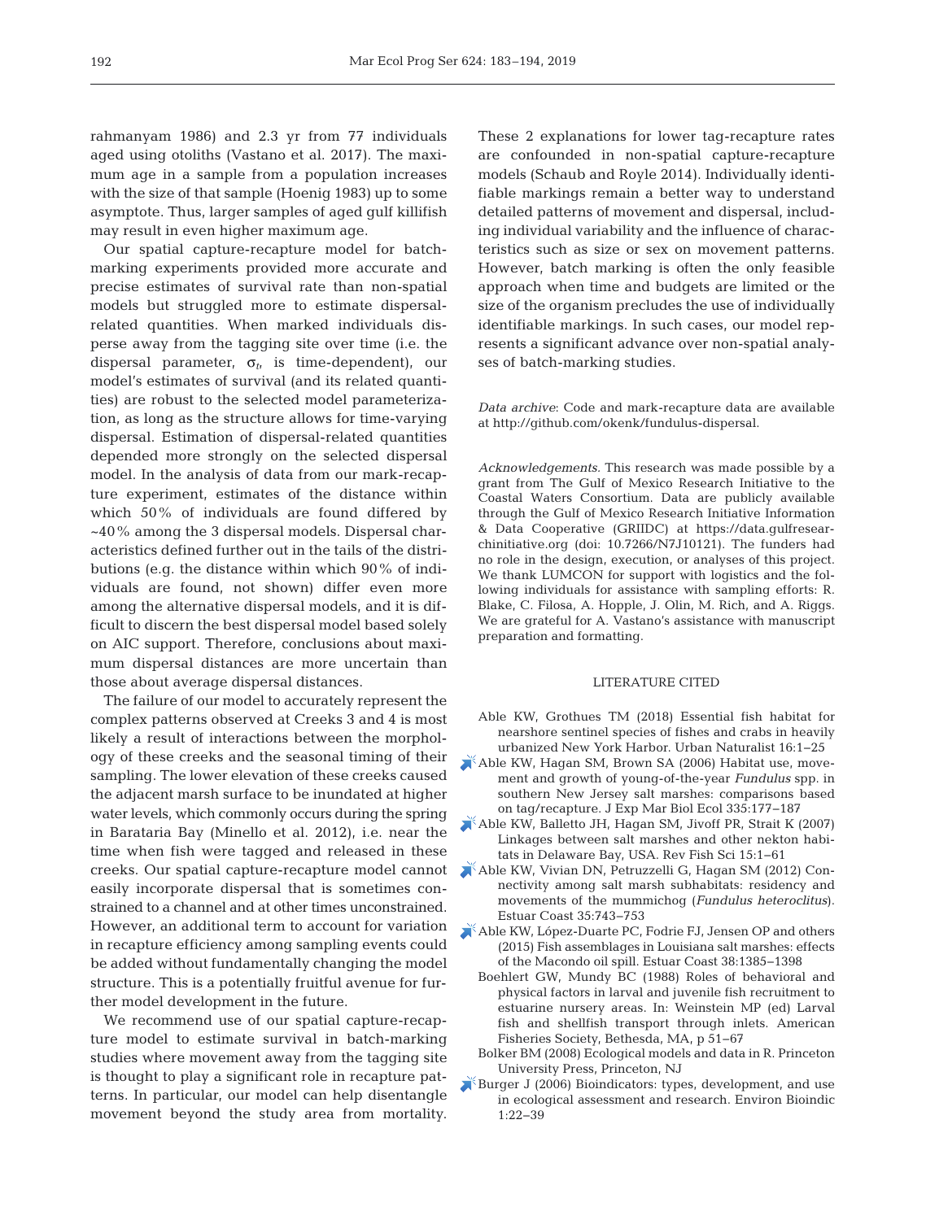rahmanyam 1986) and 2.3 yr from 77 individuals aged using otoliths (Vastano et al. 2017). The maximum age in a sample from a population increases with the size of that sample (Hoenig 1983) up to some asymptote. Thus, larger samples of aged gulf killifish may result in even higher maximum age.

Our spatial capture-recapture model for batch-marking experiments provided more accurate and precise estimates of survival rate than non-spatial models but struggled more to estimate dispersal-related quantities. When marked individuals disperse away from the tagging site over time (i.e. the dispersal parameter, $\sigma_t$, is time-dependent), our model's estimates of survival (and its related quantities) are robust to the selected model parameterization, as long as the structure allows for time-varying dispersal. Estimation of dispersal-related quantities depended more strongly on the selected dispersal model. In the analysis of data from our mark-recapture experiment, estimates of the distance within which 50% of individuals are found differed by ~40% among the 3 dispersal models. Dispersal characteristics defined further out in the tails of the distributions (e.g. the distance within which 90% of individuals are found, not shown) differ even more among the alternative dispersal models, and it is difficult to discern the best dispersal model based solely on AIC support. Therefore, conclusions about maximum dispersal distances are more uncertain than those about average dispersal distances.

The failure of our model to accurately represent the complex patterns observed at Creeks 3 and 4 is most likely a result of interactions between the morphology of these creeks and the seasonal timing of their sampling. The lower elevation of these creeks caused the adjacent marsh surface to be inundated at higher water levels, which commonly occurs during the spring in Barataria Bay (Minello et al. 2012), i.e. near the time when fish were tagged and released in these creeks. Our spatial capture-recapture model cannot easily incorporate dispersal that is sometimes constrained to a channel and at other times unconstrained. However, an additional term to account for variation in recapture efficiency among sampling events could be added without fundamentally changing the model structure. This is a potentially fruitful avenue for further model development in the future.

We recommend use of our spatial capture-recapture model to estimate survival in batch-marking studies where movement away from the tagging site is thought to play a significant role in recapture patterns. In particular, our model can help disentangle movement beyond the study area from mortality. These 2 explanations for lower tag-recapture rates are confounded in non-spatial capture-recapture models (Schaub and Royle 2014). Individually identifiable markings remain a better way to understand detailed patterns of movement and dispersal, including individual variability and the influence of characteristics such as size or sex on movement patterns. However, batch marking is often the only feasible approach when time and budgets are limited or the size of the organism precludes the use of individually identifiable markings. In such cases, our model represents a significant advance over non-spatial analyses of batch-marking studies.

*Data archive*: Code and mark-recapture data are available at http://github.com/okenk/fundulus-dispersal.

*Acknowledgements.* This research was made possible by a grant from The Gulf of Mexico Research Initiative to the Coastal Waters Consortium. Data are publicly available through the Gulf of Mexico Research Initiative Information & Data Cooperative (GRIIDC) at https://data.gulfresearchinitiative.org (doi: 10.7266/N7J10121). The funders had no role in the design, execution, or analyses of this project. We thank LUMCON for support with logistics and the following individuals for assistance with sampling efforts: R. Blake, C. Filosa, A. Hopple, J. Olin, M. Rich, and A. Riggs. We are grateful for A. Vastano's assistance with manuscript preparation and formatting.

## LITERATURE CITED

- Able KW, Grothues TM (2018) Essential fish habitat for nearshore sentinel species of fishes and crabs in heavily urbanized New York Harbor. Urban Naturalist 16:1–25
- Able KW, Hagan SM, Brown SA (2006) Habitat use, movement and growth of young-of-the-year *Fundulus* spp. in southern New Jersey salt marshes: comparisons based on tag/recapture. J Exp Mar Biol Ecol 335:177–187
- Able KW, Balletto JH, Hagan SM, Jivoff PR, Strait K (2007) Linkages between salt marshes and other nekton habitats in Delaware Bay, USA. Rev Fish Sci 15:1–61
- Able KW, Vivian DN, Petruzzelli G, Hagan SM (2012) Connectivity among salt marsh subhabitats: residency and movements of the mummichog (*Fundulus heteroclitus*). Estuar Coast 35:743–753
- Able KW, López-Duarte PC, Fodrie FJ, Jensen OP and others (2015) Fish assemblages in Louisiana salt marshes: effects of the Macondo oil spill. Estuar Coast 38:1385–1398
- Boehlert GW, Mundy BC (1988) Roles of behavioral and physical factors in larval and juvenile fish recruitment to estuarine nursery areas. In: Weinstein MP (ed) Larval fish and shellfish transport through inlets. American Fisheries Society, Bethesda, MA, p 51–67
- Bolker BM (2008) Ecological models and data in R. Princeton University Press, Princeton, NJ
- Burger J (2006) Bioindicators: types, development, and use in ecological assessment and research. Environ Bioindic 1:22–39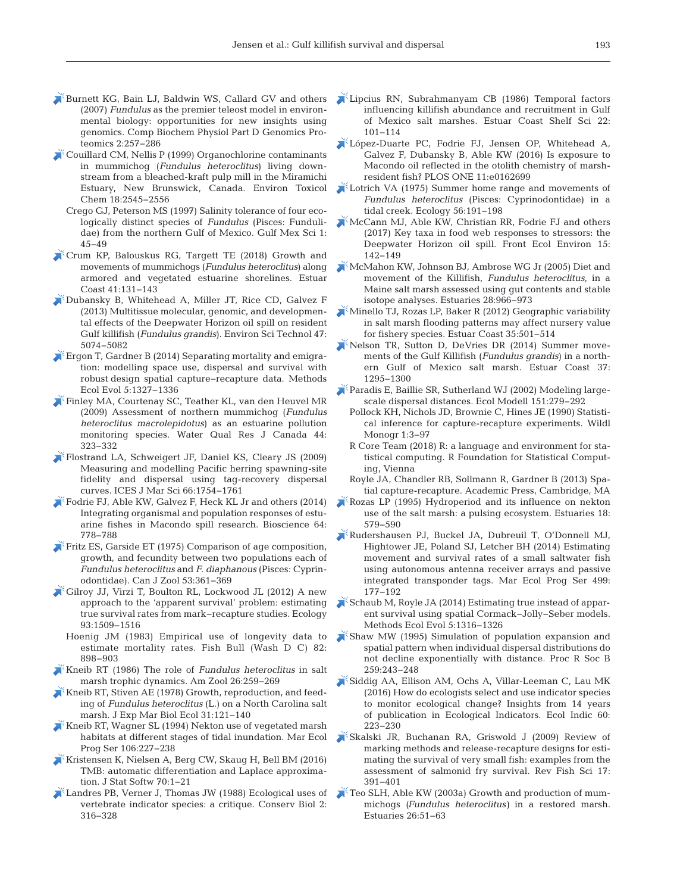Burnett KG, Bain LJ, Baldwin WS, Callard GV and others (2007) *Fundulus* as the premier teleost model in environmental biology: opportunities for new insights using genomics. Comp Biochem Physiol Part D Genomics Proteomics 2:257–286

Couillard CM, Nellis P (1999) Organochlorine contaminants in mummichog (*Fundulus heteroclitus*) living downstream from a bleached-kraft pulp mill in the Miramichi Estuary, New Brunswick, Canada. Environ Toxicol Chem 18:2545–2556

Crego GJ, Peterson MS (1997) Salinity tolerance of four ecologically distinct species of *Fundulus* (Pisces: Fundulidae) from the northern Gulf of Mexico. Gulf Mex Sci 1: 45–49

Crum KP, Balouskus RG, Targett TE (2018) Growth and movements of mummichogs (*Fundulus heteroclitus*) along armored and vegetated estuarine shorelines. Estuar Coast 41:131–143

Dubansky B, Whitehead A, Miller JT, Rice CD, Galvez F (2013) Multitissue molecular, genomic, and developmental effects of the Deepwater Horizon oil spill on resident Gulf killifish (*Fundulus grandis*). Environ Sci Technol 47: 5074–5082

Ergon T, Gardner B (2014) Separating mortality and emigration: modelling space use, dispersal and survival with robust design spatial capture–recapture data. Methods Ecol Evol 5:1327–1336

Finley MA, Courtenay SC, Teather KL, van den Heuvel MR (2009) Assessment of northern mummichog (*Fundulus heteroclitus macrolepidotus*) as an estuarine pollution monitoring species. Water Qual Res J Canada 44: 323–332

Flostrand LA, Schweigert JF, Daniel KS, Cleary JS (2009) Measuring and modelling Pacific herring spawning-site fidelity and dispersal using tag-recovery dispersal curves. ICES J Mar Sci 66:1754–1761

Fodrie FJ, Able KW, Galvez F, Heck KL Jr and others (2014) Integrating organismal and population responses of estuarine fishes in Macondo spill research. Bioscience 64: 778–788

Fritz ES, Garside ET (1975) Comparison of age composition, growth, and fecundity between two populations each of *Fundulus heteroclitus* and *F. diaphanous* (Pisces: Cyprinodontidae). Can J Zool 53:361–369

Gilroy JJ, Virzi T, Boulton RL, Lockwood JL (2012) A new approach to the 'apparent survival' problem: estimating true survival rates from mark–recapture studies. Ecology 93:1509–1516

Hoenig JM (1983) Empirical use of longevity data to estimate mortality rates. Fish Bull (Wash D C) 82: 898–903

Kneib RT (1986) The role of *Fundulus heteroclitus* in salt marsh trophic dynamics. Am Zool 26:259–269

Kneib RT, Stiven AE (1978) Growth, reproduction, and feeding of *Fundulus heteroclitus* (L.) on a North Carolina salt marsh. J Exp Mar Biol Ecol 31:121–140

Kneib RT, Wagner SL (1994) Nekton use of vegetated marsh habitats at different stages of tidal inundation. Mar Ecol Prog Ser 106:227–238

Kristensen K, Nielsen A, Berg CW, Skaug H, Bell BM (2016) TMB: automatic differentiation and Laplace approximation. J Stat Softw 70:1–21

Landres PB, Verner J, Thomas JW (1988) Ecological uses of vertebrate indicator species: a critique. Conserv Biol 2: 316–328

Lipcius RN, Subrahmanyam CB (1986) Temporal factors influencing killifish abundance and recruitment in Gulf of Mexico salt marshes. Estuar Coast Shelf Sci 22: 101–114

López-Duarte PC, Fodrie FJ, Jensen OP, Whitehead A, Galvez F, Dubansky B, Able KW (2016) Is exposure to Macondo oil reflected in the otolith chemistry of marsh-resident fish? PLOS ONE 11:e0162699

Lotrich VA (1975) Summer home range and movements of *Fundulus heteroclitus* (Pisces: Cyprinodontidae) in a tidal creek. Ecology 56:191–198

McCann MJ, Able KW, Christian RR, Fodrie FJ and others (2017) Key taxa in food web responses to stressors: the Deepwater Horizon oil spill. Front Ecol Environ 15: 142–149

McMahon KW, Johnson BJ, Ambrose WG Jr (2005) Diet and movement of the Killifish, *Fundulus heteroclitus*, in a Maine salt marsh assessed using gut contents and stable isotope analyses. Estuaries 28:966–973

Minello TJ, Rozas LP, Baker R (2012) Geographic variability in salt marsh flooding patterns may affect nursery value for fishery species. Estuar Coast 35:501–514

Nelson TR, Sutton D, DeVries DR (2014) Summer movements of the Gulf Killifish (*Fundulus grandis*) in a northern Gulf of Mexico salt marsh. Estuar Coast 37: 1295–1300

Paradis E, Baillie SR, Sutherland WJ (2002) Modeling large-scale dispersal distances. Ecol Modell 151:279–292

Pollock KH, Nichols JD, Brownie C, Hines JE (1990) Statistical inference for capture-recapture experiments. Wildl Monogr 1:3–97

R Core Team (2018) R: a language and environment for statistical computing. R Foundation for Statistical Computing, Vienna

Royle JA, Chandler RB, Sollmann R, Gardner B (2013) Spatial capture-recapture. Academic Press, Cambridge, MA

Rozas LP (1995) Hydroperiod and its influence on nekton use of the salt marsh: a pulsing ecosystem. Estuaries 18: 579–590

Rudershausen PJ, Buckel JA, Dubreuil T, O'Donnell MJ, Hightower JE, Poland SJ, Letcher BH (2014) Estimating movement and survival rates of a small saltwater fish using autonomous antenna receiver arrays and passive integrated transponder tags. Mar Ecol Prog Ser 499: 177–192

Schaub M, Royle JA (2014) Estimating true instead of apparent survival using spatial Cormack–Jolly–Seber models. Methods Ecol Evol 5:1316–1326

Shaw MW (1995) Simulation of population expansion and spatial pattern when individual dispersal distributions do not decline exponentially with distance. Proc R Soc B 259:243–248

Siddig AA, Ellison AM, Ochs A, Villar-Leeman C, Lau MK (2016) How do ecologists select and use indicator species to monitor ecological change? Insights from 14 years of publication in Ecological Indicators. Ecol Indic 60: 223–230

Skalski JR, Buchanan RA, Griswold J (2009) Review of marking methods and release-recapture designs for estimating the survival of very small fish: examples from the assessment of salmonid fry survival. Rev Fish Sci 17: 391–401

Teo SLH, Able KW (2003a) Growth and production of mummichogs (*Fundulus heteroclitus*) in a restored marsh. Estuaries 26:51–63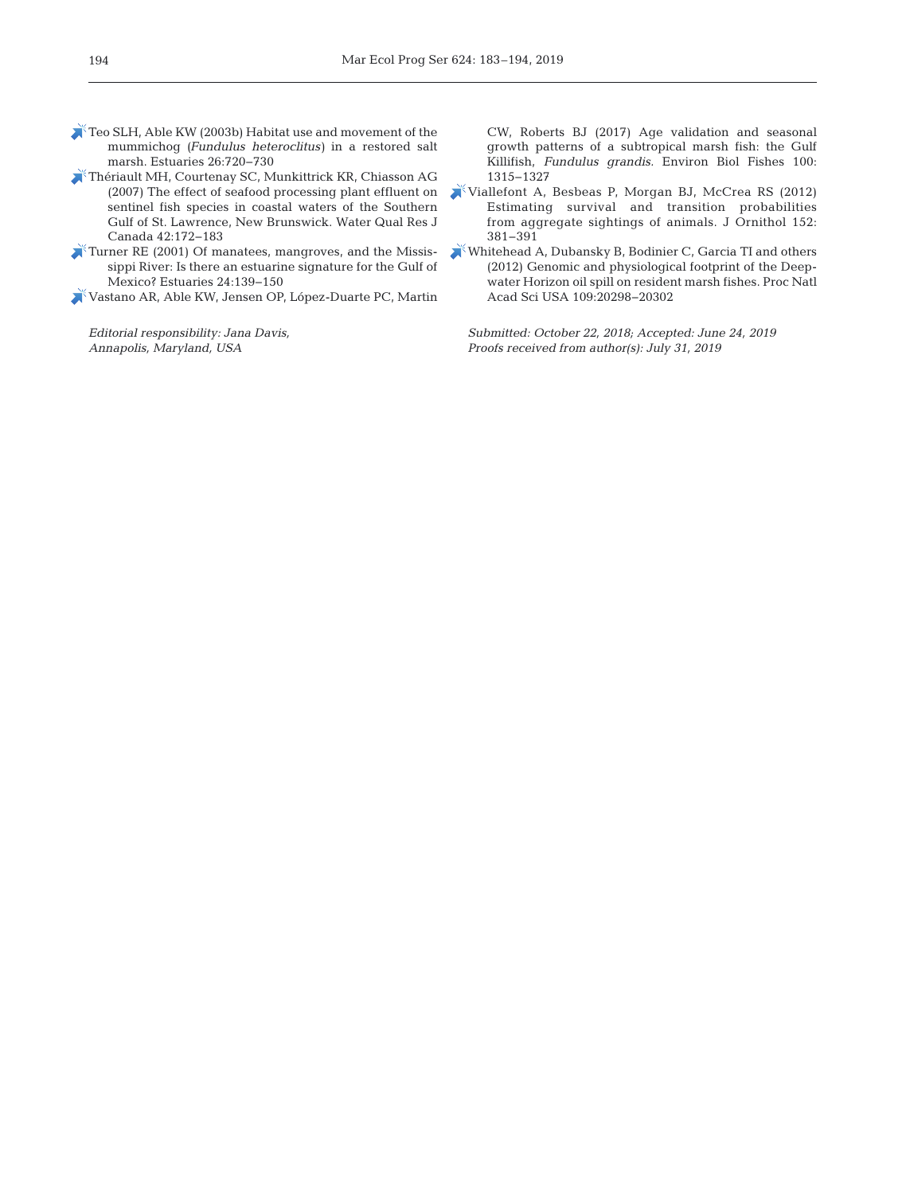Teo SLH, Able KW (2003b) Habitat use and movement of the mummichog (*Fundulus heteroclitus*) in a restored salt marsh. Estuaries 26:720–730

Thériault MH, Courtenay SC, Munkittrick KR, Chiasson AG (2007) The effect of seafood processing plant effluent on sentinel fish species in coastal waters of the Southern Gulf of St. Lawrence, New Brunswick. Water Qual Res J Canada 42:172–183

Turner RE (2001) Of manatees, mangroves, and the Mississippi River: Is there an estuarine signature for the Gulf of Mexico? Estuaries 24:139–150

Vastano AR, Able KW, Jensen OP, López-Duarte PC, Martin CW, Roberts BJ (2017) Age validation and seasonal growth patterns of a subtropical marsh fish: the Gulf Killifish, *Fundulus grandis*. Environ Biol Fishes 100: 1315–1327

Viallefont A, Besbeas P, Morgan BJ, McCrea RS (2012) Estimating survival and transition probabilities from aggregate sightings of animals. J Ornithol 152: 381–391

Whitehead A, Dubansky B, Bodinier C, Garcia TI and others (2012) Genomic and physiological footprint of the Deepwater Horizon oil spill on resident marsh fishes. Proc Natl Acad Sci USA 109:20298–20302

*Editorial responsibility: Jana Davis, Annapolis, Maryland, USA*

*Submitted: October 22, 2018; Accepted: June 24, 2019*
*Proofs received from author(s): July 31, 2019*